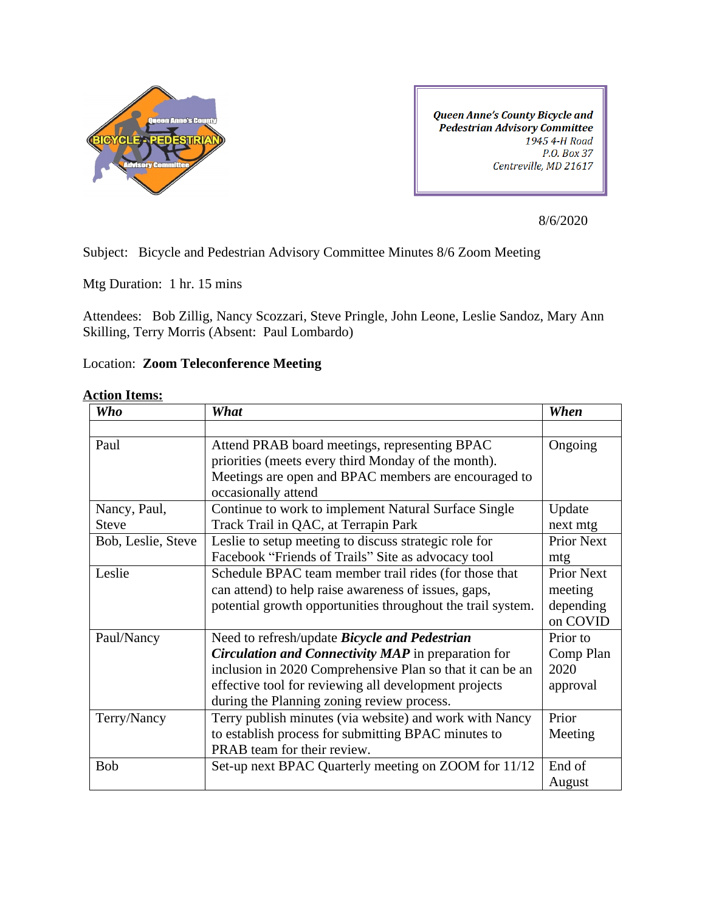*Queen Anne's County Bicycle and Pedestrian Advisory Committee*
*1945 4-H Road*
*P.O. Box 37*
*Centreville, MD 21617*

8/6/2020

Subject: Bicycle and Pedestrian Advisory Committee Minutes 8/6 Zoom Meeting

Mtg Duration: 1 hr. 15 mins

Attendees: Bob Zillig, Nancy Scozzari, Steve Pringle, John Leone, Leslie Sandoz, Mary Ann Skilling, Terry Morris (Absent: Paul Lombardo)

Location: **Zoom Teleconference Meeting**

**Action Items:**

| *Who* | *What* | *When* |
|---|---|---|
| | | |
| Paul | Attend PRAB board meetings, representing BPAC priorities (meets every third Monday of the month). Meetings are open and BPAC members are encouraged to occasionally attend | Ongoing |
| Nancy, Paul, Steve | Continue to work to implement Natural Surface Single Track Trail in QAC, at Terrapin Park | Update next mtg |
| Bob, Leslie, Steve | Leslie to setup meeting to discuss strategic role for Facebook "Friends of Trails" Site as advocacy tool | Prior Next mtg |
| Leslie | Schedule BPAC team member trail rides (for those that can attend) to help raise awareness of issues, gaps, potential growth opportunities throughout the trail system. | Prior Next meeting depending on COVID |
| Paul/Nancy | Need to refresh/update ***Bicycle and Pedestrian Circulation and Connectivity MAP*** in preparation for inclusion in 2020 Comprehensive Plan so that it can be an effective tool for reviewing all development projects during the Planning zoning review process. | Prior to Comp Plan 2020 approval |
| Terry/Nancy | Terry publish minutes (via website) and work with Nancy to establish process for submitting BPAC minutes to PRAB team for their review. | Prior Meeting |
| Bob | Set-up next BPAC Quarterly meeting on ZOOM for 11/12 | End of August |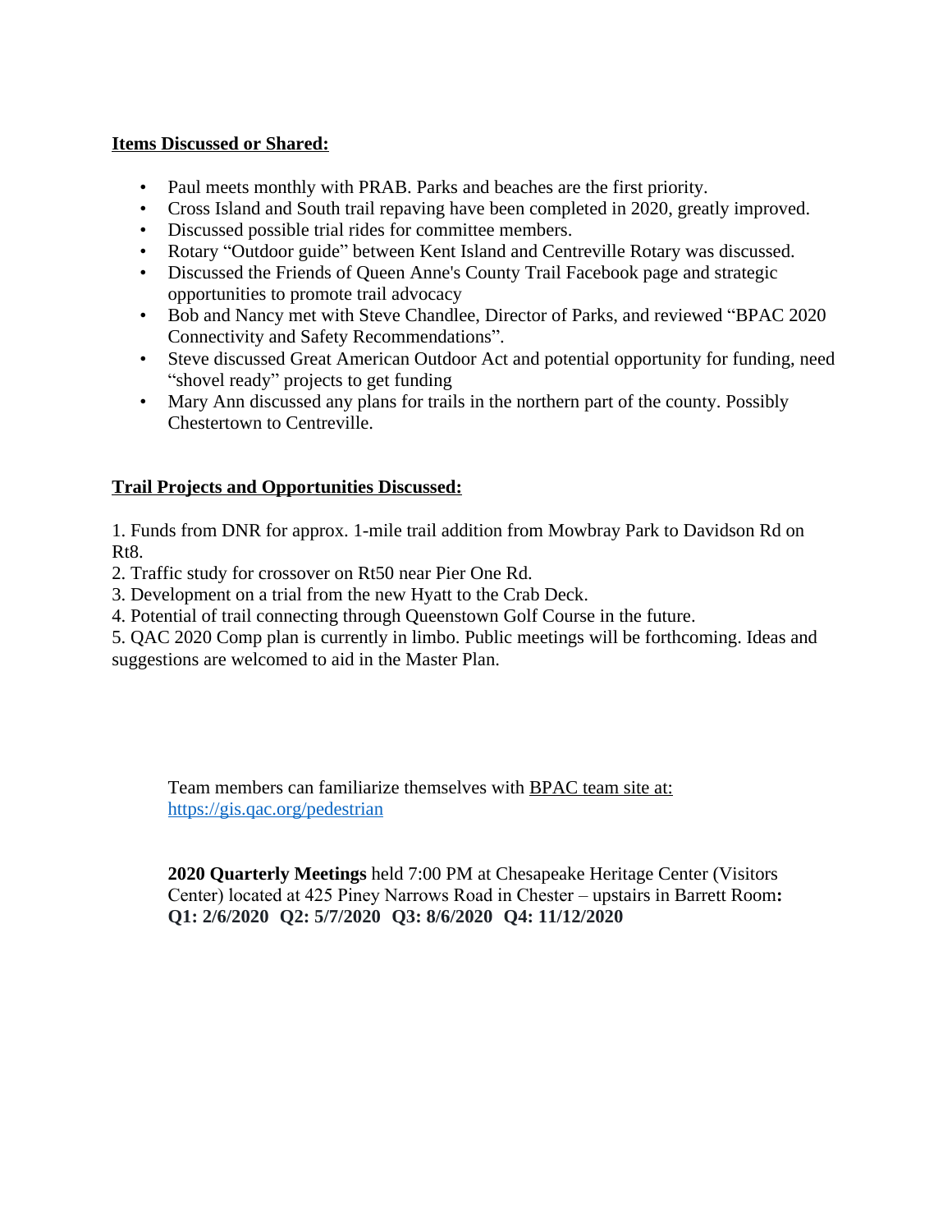**Items Discussed or Shared:**

- Paul meets monthly with PRAB. Parks and beaches are the first priority.
- Cross Island and South trail repaving have been completed in 2020, greatly improved.
- Discussed possible trial rides for committee members.
- Rotary "Outdoor guide" between Kent Island and Centreville Rotary was discussed.
- Discussed the Friends of Queen Anne's County Trail Facebook page and strategic opportunities to promote trail advocacy
- Bob and Nancy met with Steve Chandlee, Director of Parks, and reviewed "BPAC 2020 Connectivity and Safety Recommendations".
- Steve discussed Great American Outdoor Act and potential opportunity for funding, need "shovel ready" projects to get funding
- Mary Ann discussed any plans for trails in the northern part of the county. Possibly Chestertown to Centreville.

**Trail Projects and Opportunities Discussed:**

1. Funds from DNR for approx. 1-mile trail addition from Mowbray Park to Davidson Rd on Rt8.
2. Traffic study for crossover on Rt50 near Pier One Rd.
3. Development on a trial from the new Hyatt to the Crab Deck.
4. Potential of trail connecting through Queenstown Golf Course in the future.
5. QAC 2020 Comp plan is currently in limbo. Public meetings will be forthcoming. Ideas and suggestions are welcomed to aid in the Master Plan.

Team members can familiarize themselves with BPAC team site at: https://gis.qac.org/pedestrian

**2020 Quarterly Meetings** held 7:00 PM at Chesapeake Heritage Center (Visitors Center) located at 425 Piney Narrows Road in Chester – upstairs in Barrett Room**:**
**Q1: 2/6/2020 Q2: 5/7/2020 Q3: 8/6/2020 Q4: 11/12/2020**